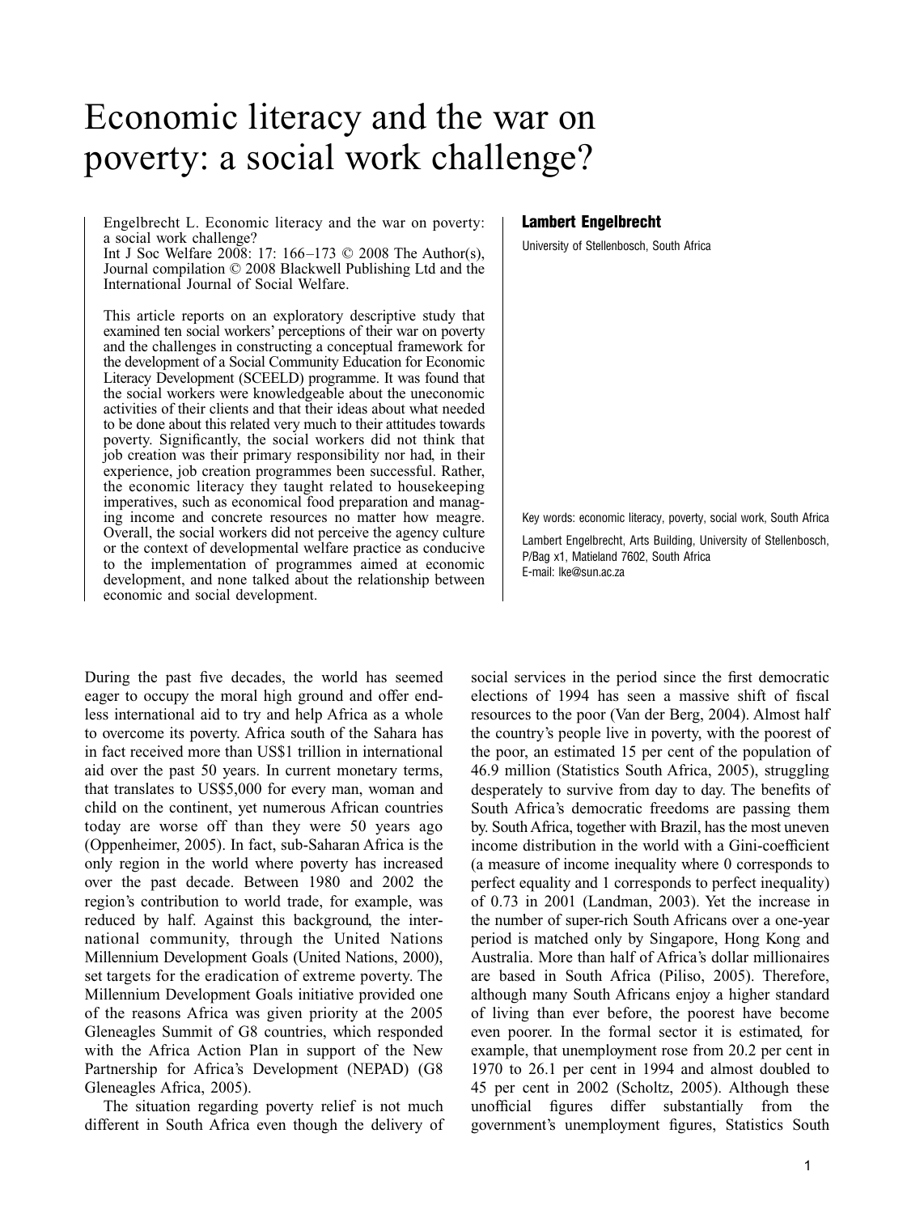# Economic literacy and the war on poverty: a social work challenge?

Engelbrecht L. Economic literacy and the war on poverty: a social work challenge?
Int J Soc Welfare 2008: 17: 166–173 © 2008 The Author(s), Journal compilation © 2008 Blackwell Publishing Ltd and the International Journal of Social Welfare.

This article reports on an exploratory descriptive study that examined ten social workers' perceptions of their war on poverty and the challenges in constructing a conceptual framework for the development of a Social Community Education for Economic Literacy Development (SCEELD) programme. It was found that the social workers were knowledgeable about the uneconomic activities of their clients and that their ideas about what needed to be done about this related very much to their attitudes towards poverty. Significantly, the social workers did not think that job creation was their primary responsibility nor had, in their experience, job creation programmes been successful. Rather, the economic literacy they taught related to housekeeping imperatives, such as economical food preparation and managing income and concrete resources no matter how meagre. Overall, the social workers did not perceive the agency culture or the context of developmental welfare practice as conducive to the implementation of programmes aimed at economic development, and none talked about the relationship between economic and social development.

**Lambert Engelbrecht**

University of Stellenbosch, South Africa

Key words: economic literacy, poverty, social work, South Africa

Lambert Engelbrecht, Arts Building, University of Stellenbosch, P/Bag x1, Matieland 7602, South Africa
E-mail: lke@sun.ac.za

During the past five decades, the world has seemed eager to occupy the moral high ground and offer endless international aid to try and help Africa as a whole to overcome its poverty. Africa south of the Sahara has in fact received more than US$1 trillion in international aid over the past 50 years. In current monetary terms, that translates to US$5,000 for every man, woman and child on the continent, yet numerous African countries today are worse off than they were 50 years ago (Oppenheimer, 2005). In fact, sub-Saharan Africa is the only region in the world where poverty has increased over the past decade. Between 1980 and 2002 the region's contribution to world trade, for example, was reduced by half. Against this background, the international community, through the United Nations Millennium Development Goals (United Nations, 2000), set targets for the eradication of extreme poverty. The Millennium Development Goals initiative provided one of the reasons Africa was given priority at the 2005 Gleneagles Summit of G8 countries, which responded with the Africa Action Plan in support of the New Partnership for Africa's Development (NEPAD) (G8 Gleneagles Africa, 2005).

The situation regarding poverty relief is not much different in South Africa even though the delivery of social services in the period since the first democratic elections of 1994 has seen a massive shift of fiscal resources to the poor (Van der Berg, 2004). Almost half the country's people live in poverty, with the poorest of the poor, an estimated 15 per cent of the population of 46.9 million (Statistics South Africa, 2005), struggling desperately to survive from day to day. The benefits of South Africa's democratic freedoms are passing them by. South Africa, together with Brazil, has the most uneven income distribution in the world with a Gini-coefficient (a measure of income inequality where 0 corresponds to perfect equality and 1 corresponds to perfect inequality) of 0.73 in 2001 (Landman, 2003). Yet the increase in the number of super-rich South Africans over a one-year period is matched only by Singapore, Hong Kong and Australia. More than half of Africa's dollar millionaires are based in South Africa (Piliso, 2005). Therefore, although many South Africans enjoy a higher standard of living than ever before, the poorest have become even poorer. In the formal sector it is estimated, for example, that unemployment rose from 20.2 per cent in 1970 to 26.1 per cent in 1994 and almost doubled to 45 per cent in 2002 (Scholtz, 2005). Although these unofficial figures differ substantially from the government's unemployment figures, Statistics South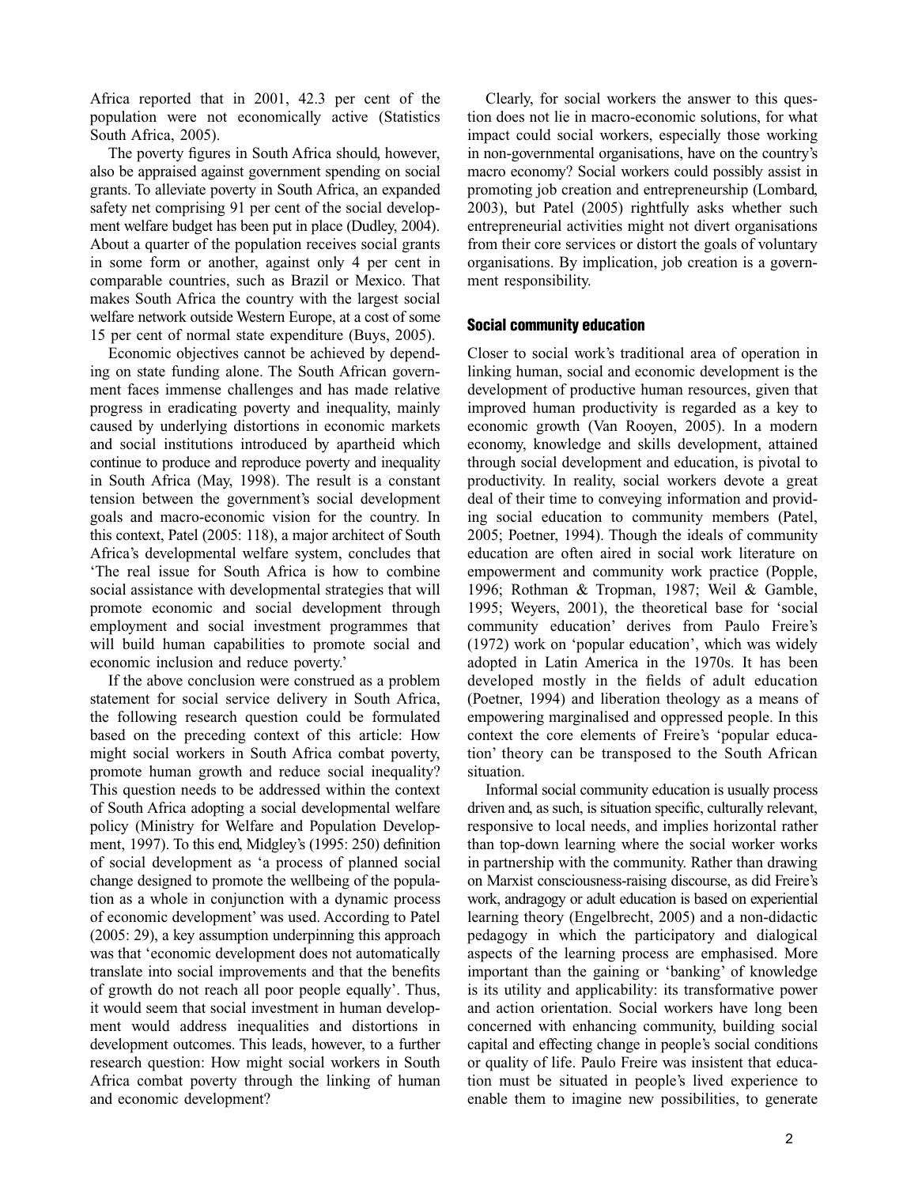Africa reported that in 2001, 42.3 per cent of the population were not economically active (Statistics South Africa, 2005).

The poverty figures in South Africa should, however, also be appraised against government spending on social grants. To alleviate poverty in South Africa, an expanded safety net comprising 91 per cent of the social development welfare budget has been put in place (Dudley, 2004). About a quarter of the population receives social grants in some form or another, against only 4 per cent in comparable countries, such as Brazil or Mexico. That makes South Africa the country with the largest social welfare network outside Western Europe, at a cost of some 15 per cent of normal state expenditure (Buys, 2005).

Economic objectives cannot be achieved by depending on state funding alone. The South African government faces immense challenges and has made relative progress in eradicating poverty and inequality, mainly caused by underlying distortions in economic markets and social institutions introduced by apartheid which continue to produce and reproduce poverty and inequality in South Africa (May, 1998). The result is a constant tension between the government's social development goals and macro-economic vision for the country. In this context, Patel (2005: 118), a major architect of South Africa's developmental welfare system, concludes that 'The real issue for South Africa is how to combine social assistance with developmental strategies that will promote economic and social development through employment and social investment programmes that will build human capabilities to promote social and economic inclusion and reduce poverty.'

If the above conclusion were construed as a problem statement for social service delivery in South Africa, the following research question could be formulated based on the preceding context of this article: How might social workers in South Africa combat poverty, promote human growth and reduce social inequality? This question needs to be addressed within the context of South Africa adopting a social developmental welfare policy (Ministry for Welfare and Population Development, 1997). To this end, Midgley's (1995: 250) definition of social development as 'a process of planned social change designed to promote the wellbeing of the population as a whole in conjunction with a dynamic process of economic development' was used. According to Patel (2005: 29), a key assumption underpinning this approach was that 'economic development does not automatically translate into social improvements and that the benefits of growth do not reach all poor people equally'. Thus, it would seem that social investment in human development would address inequalities and distortions in development outcomes. This leads, however, to a further research question: How might social workers in South Africa combat poverty through the linking of human and economic development?

Clearly, for social workers the answer to this question does not lie in macro-economic solutions, for what impact could social workers, especially those working in non-governmental organisations, have on the country's macro economy? Social workers could possibly assist in promoting job creation and entrepreneurship (Lombard, 2003), but Patel (2005) rightfully asks whether such entrepreneurial activities might not divert organisations from their core services or distort the goals of voluntary organisations. By implication, job creation is a government responsibility.

## Social community education

Closer to social work's traditional area of operation in linking human, social and economic development is the development of productive human resources, given that improved human productivity is regarded as a key to economic growth (Van Rooyen, 2005). In a modern economy, knowledge and skills development, attained through social development and education, is pivotal to productivity. In reality, social workers devote a great deal of their time to conveying information and providing social education to community members (Patel, 2005; Poetner, 1994). Though the ideals of community education are often aired in social work literature on empowerment and community work practice (Popple, 1996; Rothman & Tropman, 1987; Weil & Gamble, 1995; Weyers, 2001), the theoretical base for 'social community education' derives from Paulo Freire's (1972) work on 'popular education', which was widely adopted in Latin America in the 1970s. It has been developed mostly in the fields of adult education (Poetner, 1994) and liberation theology as a means of empowering marginalised and oppressed people. In this context the core elements of Freire's 'popular education' theory can be transposed to the South African situation.

Informal social community education is usually process driven and, as such, is situation specific, culturally relevant, responsive to local needs, and implies horizontal rather than top-down learning where the social worker works in partnership with the community. Rather than drawing on Marxist consciousness-raising discourse, as did Freire's work, andragogy or adult education is based on experiential learning theory (Engelbrecht, 2005) and a non-didactic pedagogy in which the participatory and dialogical aspects of the learning process are emphasised. More important than the gaining or 'banking' of knowledge is its utility and applicability: its transformative power and action orientation. Social workers have long been concerned with enhancing community, building social capital and effecting change in people's social conditions or quality of life. Paulo Freire was insistent that education must be situated in people's lived experience to enable them to imagine new possibilities, to generate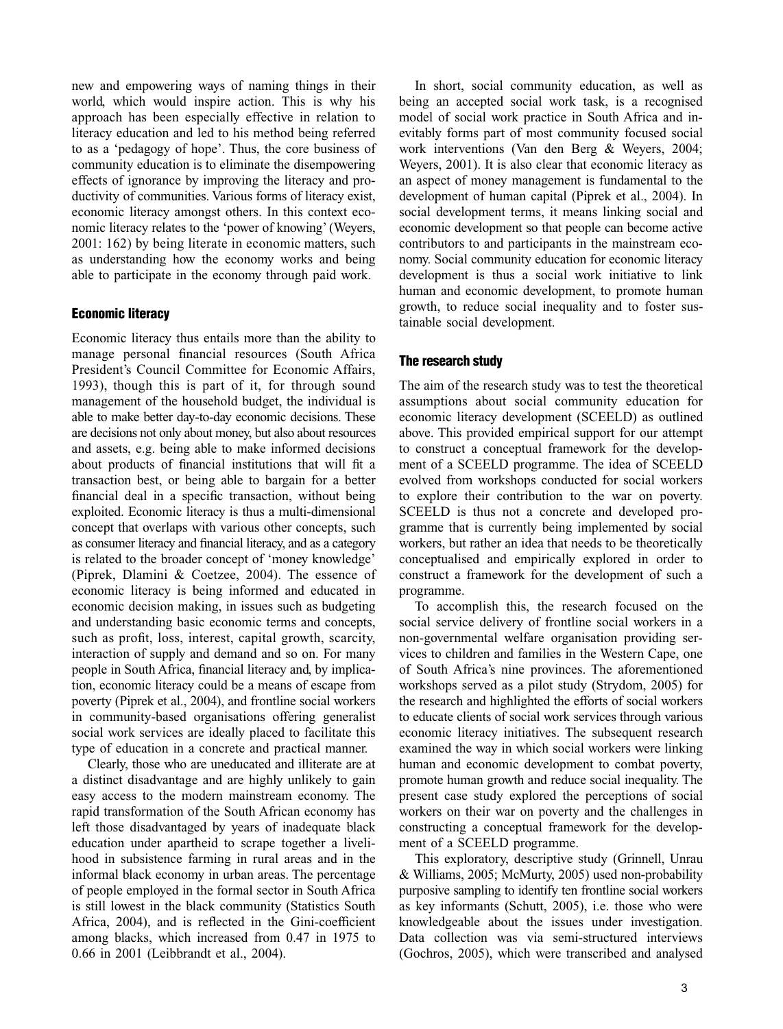new and empowering ways of naming things in their world, which would inspire action. This is why his approach has been especially effective in relation to literacy education and led to his method being referred to as a 'pedagogy of hope'. Thus, the core business of community education is to eliminate the disempowering effects of ignorance by improving the literacy and productivity of communities. Various forms of literacy exist, economic literacy amongst others. In this context economic literacy relates to the 'power of knowing' (Weyers, 2001: 162) by being literate in economic matters, such as understanding how the economy works and being able to participate in the economy through paid work.

### Economic literacy

Economic literacy thus entails more than the ability to manage personal financial resources (South Africa President's Council Committee for Economic Affairs, 1993), though this is part of it, for through sound management of the household budget, the individual is able to make better day-to-day economic decisions. These are decisions not only about money, but also about resources and assets, e.g. being able to make informed decisions about products of financial institutions that will fit a transaction best, or being able to bargain for a better financial deal in a specific transaction, without being exploited. Economic literacy is thus a multi-dimensional concept that overlaps with various other concepts, such as consumer literacy and financial literacy, and as a category is related to the broader concept of 'money knowledge' (Piprek, Dlamini & Coetzee, 2004). The essence of economic literacy is being informed and educated in economic decision making, in issues such as budgeting and understanding basic economic terms and concepts, such as profit, loss, interest, capital growth, scarcity, interaction of supply and demand and so on. For many people in South Africa, financial literacy and, by implication, economic literacy could be a means of escape from poverty (Piprek et al., 2004), and frontline social workers in community-based organisations offering generalist social work services are ideally placed to facilitate this type of education in a concrete and practical manner.

Clearly, those who are uneducated and illiterate are at a distinct disadvantage and are highly unlikely to gain easy access to the modern mainstream economy. The rapid transformation of the South African economy has left those disadvantaged by years of inadequate black education under apartheid to scrape together a livelihood in subsistence farming in rural areas and in the informal black economy in urban areas. The percentage of people employed in the formal sector in South Africa is still lowest in the black community (Statistics South Africa, 2004), and is reflected in the Gini-coefficient among blacks, which increased from 0.47 in 1975 to 0.66 in 2001 (Leibbrandt et al., 2004).

In short, social community education, as well as being an accepted social work task, is a recognised model of social work practice in South Africa and inevitably forms part of most community focused social work interventions (Van den Berg & Weyers, 2004; Weyers, 2001). It is also clear that economic literacy as an aspect of money management is fundamental to the development of human capital (Piprek et al., 2004). In social development terms, it means linking social and economic development so that people can become active contributors to and participants in the mainstream economy. Social community education for economic literacy development is thus a social work initiative to link human and economic development, to promote human growth, to reduce social inequality and to foster sustainable social development.

### The research study

The aim of the research study was to test the theoretical assumptions about social community education for economic literacy development (SCEELD) as outlined above. This provided empirical support for our attempt to construct a conceptual framework for the development of a SCEELD programme. The idea of SCEELD evolved from workshops conducted for social workers to explore their contribution to the war on poverty. SCEELD is thus not a concrete and developed programme that is currently being implemented by social workers, but rather an idea that needs to be theoretically conceptualised and empirically explored in order to construct a framework for the development of such a programme.

To accomplish this, the research focused on the social service delivery of frontline social workers in a non-governmental welfare organisation providing services to children and families in the Western Cape, one of South Africa's nine provinces. The aforementioned workshops served as a pilot study (Strydom, 2005) for the research and highlighted the efforts of social workers to educate clients of social work services through various economic literacy initiatives. The subsequent research examined the way in which social workers were linking human and economic development to combat poverty, promote human growth and reduce social inequality. The present case study explored the perceptions of social workers on their war on poverty and the challenges in constructing a conceptual framework for the development of a SCEELD programme.

This exploratory, descriptive study (Grinnell, Unrau & Williams, 2005; McMurty, 2005) used non-probability purposive sampling to identify ten frontline social workers as key informants (Schutt, 2005), i.e. those who were knowledgeable about the issues under investigation. Data collection was via semi-structured interviews (Gochros, 2005), which were transcribed and analysed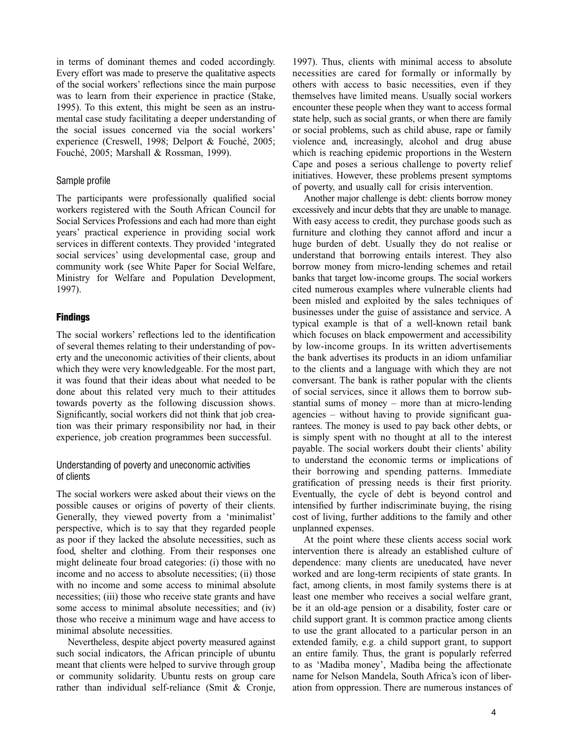in terms of dominant themes and coded accordingly. Every effort was made to preserve the qualitative aspects of the social workers' reflections since the main purpose was to learn from their experience in practice (Stake, 1995). To this extent, this might be seen as an instrumental case study facilitating a deeper understanding of the social issues concerned via the social workers' experience (Creswell, 1998; Delport & Fouché, 2005; Fouché, 2005; Marshall & Rossman, 1999).

### Sample profile

The participants were professionally qualified social workers registered with the South African Council for Social Services Professions and each had more than eight years' practical experience in providing social work services in different contexts. They provided 'integrated social services' using developmental case, group and community work (see White Paper for Social Welfare, Ministry for Welfare and Population Development, 1997).

## Findings

The social workers' reflections led to the identification of several themes relating to their understanding of poverty and the uneconomic activities of their clients, about which they were very knowledgeable. For the most part, it was found that their ideas about what needed to be done about this related very much to their attitudes towards poverty as the following discussion shows. Significantly, social workers did not think that job creation was their primary responsibility nor had, in their experience, job creation programmes been successful.

### Understanding of poverty and uneconomic activities of clients

The social workers were asked about their views on the possible causes or origins of poverty of their clients. Generally, they viewed poverty from a 'minimalist' perspective, which is to say that they regarded people as poor if they lacked the absolute necessities, such as food, shelter and clothing. From their responses one might delineate four broad categories: (i) those with no income and no access to absolute necessities; (ii) those with no income and some access to minimal absolute necessities; (iii) those who receive state grants and have some access to minimal absolute necessities; and (iv) those who receive a minimum wage and have access to minimal absolute necessities.

Nevertheless, despite abject poverty measured against such social indicators, the African principle of ubuntu meant that clients were helped to survive through group or community solidarity. Ubuntu rests on group care rather than individual self-reliance (Smit & Cronje, 1997). Thus, clients with minimal access to absolute necessities are cared for formally or informally by others with access to basic necessities, even if they themselves have limited means. Usually social workers encounter these people when they want to access formal state help, such as social grants, or when there are family or social problems, such as child abuse, rape or family violence and, increasingly, alcohol and drug abuse which is reaching epidemic proportions in the Western Cape and poses a serious challenge to poverty relief initiatives. However, these problems present symptoms of poverty, and usually call for crisis intervention.

Another major challenge is debt: clients borrow money excessively and incur debts that they are unable to manage. With easy access to credit, they purchase goods such as furniture and clothing they cannot afford and incur a huge burden of debt. Usually they do not realise or understand that borrowing entails interest. They also borrow money from micro-lending schemes and retail banks that target low-income groups. The social workers cited numerous examples where vulnerable clients had been misled and exploited by the sales techniques of businesses under the guise of assistance and service. A typical example is that of a well-known retail bank which focuses on black empowerment and accessibility by low-income groups. In its written advertisements the bank advertises its products in an idiom unfamiliar to the clients and a language with which they are not conversant. The bank is rather popular with the clients of social services, since it allows them to borrow substantial sums of money – more than at micro-lending agencies – without having to provide significant guarantees. The money is used to pay back other debts, or is simply spent with no thought at all to the interest payable. The social workers doubt their clients' ability to understand the economic terms or implications of their borrowing and spending patterns. Immediate gratification of pressing needs is their first priority. Eventually, the cycle of debt is beyond control and intensified by further indiscriminate buying, the rising cost of living, further additions to the family and other unplanned expenses.

At the point where these clients access social work intervention there is already an established culture of dependence: many clients are uneducated, have never worked and are long-term recipients of state grants. In fact, among clients, in most family systems there is at least one member who receives a social welfare grant, be it an old-age pension or a disability, foster care or child support grant. It is common practice among clients to use the grant allocated to a particular person in an extended family, e.g. a child support grant, to support an entire family. Thus, the grant is popularly referred to as 'Madiba money', Madiba being the affectionate name for Nelson Mandela, South Africa's icon of liberation from oppression. There are numerous instances of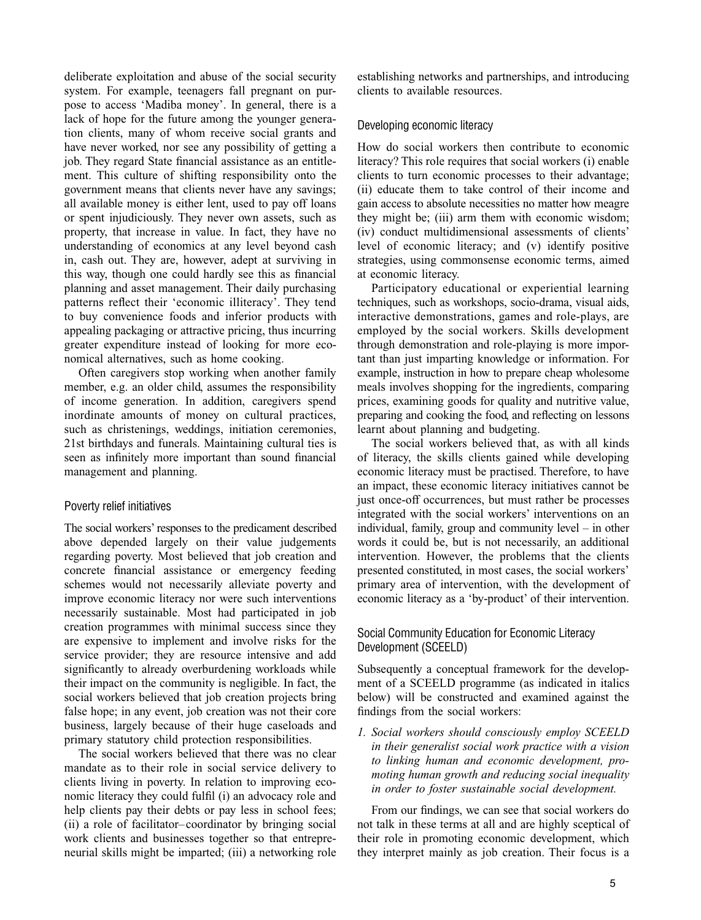deliberate exploitation and abuse of the social security system. For example, teenagers fall pregnant on purpose to access 'Madiba money'. In general, there is a lack of hope for the future among the younger generation clients, many of whom receive social grants and have never worked, nor see any possibility of getting a job. They regard State financial assistance as an entitlement. This culture of shifting responsibility onto the government means that clients never have any savings; all available money is either lent, used to pay off loans or spent injudiciously. They never own assets, such as property, that increase in value. In fact, they have no understanding of economics at any level beyond cash in, cash out. They are, however, adept at surviving in this way, though one could hardly see this as financial planning and asset management. Their daily purchasing patterns reflect their 'economic illiteracy'. They tend to buy convenience foods and inferior products with appealing packaging or attractive pricing, thus incurring greater expenditure instead of looking for more economical alternatives, such as home cooking.

Often caregivers stop working when another family member, e.g. an older child, assumes the responsibility of income generation. In addition, caregivers spend inordinate amounts of money on cultural practices, such as christenings, weddings, initiation ceremonies, 21st birthdays and funerals. Maintaining cultural ties is seen as infinitely more important than sound financial management and planning.

## Poverty relief initiatives

The social workers' responses to the predicament described above depended largely on their value judgements regarding poverty. Most believed that job creation and concrete financial assistance or emergency feeding schemes would not necessarily alleviate poverty and improve economic literacy nor were such interventions necessarily sustainable. Most had participated in job creation programmes with minimal success since they are expensive to implement and involve risks for the service provider; they are resource intensive and add significantly to already overburdening workloads while their impact on the community is negligible. In fact, the social workers believed that job creation projects bring false hope; in any event, job creation was not their core business, largely because of their huge caseloads and primary statutory child protection responsibilities.

The social workers believed that there was no clear mandate as to their role in social service delivery to clients living in poverty. In relation to improving economic literacy they could fulfil (i) an advocacy role and help clients pay their debts or pay less in school fees; (ii) a role of facilitator–coordinator by bringing social work clients and businesses together so that entrepreneurial skills might be imparted; (iii) a networking role establishing networks and partnerships, and introducing clients to available resources.

## Developing economic literacy

How do social workers then contribute to economic literacy? This role requires that social workers (i) enable clients to turn economic processes to their advantage; (ii) educate them to take control of their income and gain access to absolute necessities no matter how meagre they might be; (iii) arm them with economic wisdom; (iv) conduct multidimensional assessments of clients' level of economic literacy; and (v) identify positive strategies, using commonsense economic terms, aimed at economic literacy.

Participatory educational or experiential learning techniques, such as workshops, socio-drama, visual aids, interactive demonstrations, games and role-plays, are employed by the social workers. Skills development through demonstration and role-playing is more important than just imparting knowledge or information. For example, instruction in how to prepare cheap wholesome meals involves shopping for the ingredients, comparing prices, examining goods for quality and nutritive value, preparing and cooking the food, and reflecting on lessons learnt about planning and budgeting.

The social workers believed that, as with all kinds of literacy, the skills clients gained while developing economic literacy must be practised. Therefore, to have an impact, these economic literacy initiatives cannot be just once-off occurrences, but must rather be processes integrated with the social workers' interventions on an individual, family, group and community level – in other words it could be, but is not necessarily, an additional intervention. However, the problems that the clients presented constituted, in most cases, the social workers' primary area of intervention, with the development of economic literacy as a 'by-product' of their intervention.

## Social Community Education for Economic Literacy Development (SCEELD)

Subsequently a conceptual framework for the development of a SCEELD programme (as indicated in italics below) will be constructed and examined against the findings from the social workers:

*1. Social workers should consciously employ SCEELD in their generalist social work practice with a vision to linking human and economic development, promoting human growth and reducing social inequality in order to foster sustainable social development.*

From our findings, we can see that social workers do not talk in these terms at all and are highly sceptical of their role in promoting economic development, which they interpret mainly as job creation. Their focus is a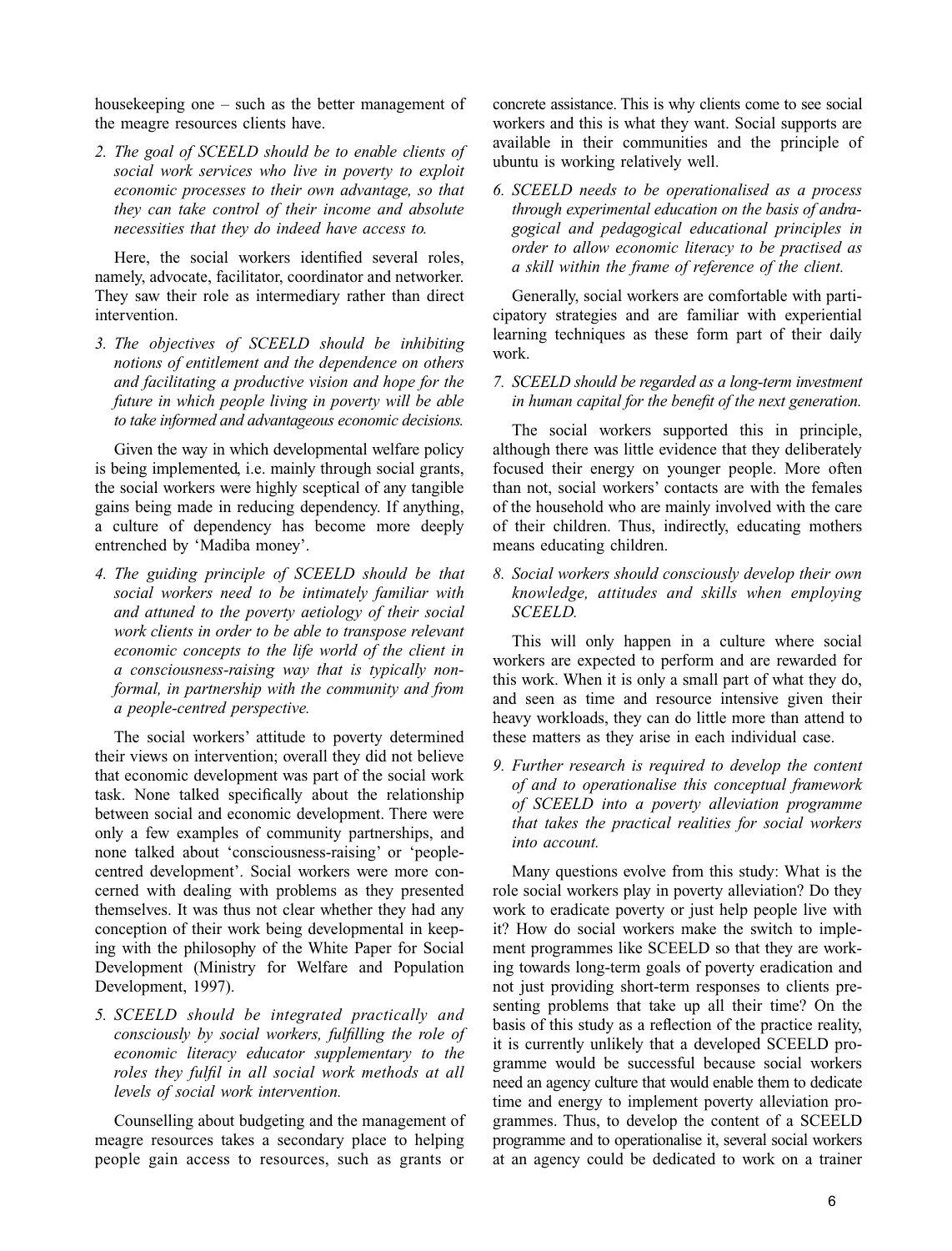housekeeping one – such as the better management of the meagre resources clients have.

*2. The goal of SCEELD should be to enable clients of social work services who live in poverty to exploit economic processes to their own advantage, so that they can take control of their income and absolute necessities that they do indeed have access to.*

Here, the social workers identified several roles, namely, advocate, facilitator, coordinator and networker. They saw their role as intermediary rather than direct intervention.

*3. The objectives of SCEELD should be inhibiting notions of entitlement and the dependence on others and facilitating a productive vision and hope for the future in which people living in poverty will be able to take informed and advantageous economic decisions.*

Given the way in which developmental welfare policy is being implemented, i.e. mainly through social grants, the social workers were highly sceptical of any tangible gains being made in reducing dependency. If anything, a culture of dependency has become more deeply entrenched by 'Madiba money'.

*4. The guiding principle of SCEELD should be that social workers need to be intimately familiar with and attuned to the poverty aetiology of their social work clients in order to be able to transpose relevant economic concepts to the life world of the client in a consciousness-raising way that is typically non-formal, in partnership with the community and from a people-centred perspective.*

The social workers' attitude to poverty determined their views on intervention; overall they did not believe that economic development was part of the social work task. None talked specifically about the relationship between social and economic development. There were only a few examples of community partnerships, and none talked about 'consciousness-raising' or 'people-centred development'. Social workers were more concerned with dealing with problems as they presented themselves. It was thus not clear whether they had any conception of their work being developmental in keeping with the philosophy of the White Paper for Social Development (Ministry for Welfare and Population Development, 1997).

*5. SCEELD should be integrated practically and consciously by social workers, fulfilling the role of economic literacy educator supplementary to the roles they fulfil in all social work methods at all levels of social work intervention.*

Counselling about budgeting and the management of meagre resources takes a secondary place to helping people gain access to resources, such as grants or concrete assistance. This is why clients come to see social workers and this is what they want. Social supports are available in their communities and the principle of ubuntu is working relatively well.

*6. SCEELD needs to be operationalised as a process through experimental education on the basis of andragogical and pedagogical educational principles in order to allow economic literacy to be practised as a skill within the frame of reference of the client.*

Generally, social workers are comfortable with participatory strategies and are familiar with experiential learning techniques as these form part of their daily work.

*7. SCEELD should be regarded as a long-term investment in human capital for the benefit of the next generation.*

The social workers supported this in principle, although there was little evidence that they deliberately focused their energy on younger people. More often than not, social workers' contacts are with the females of the household who are mainly involved with the care of their children. Thus, indirectly, educating mothers means educating children.

*8. Social workers should consciously develop their own knowledge, attitudes and skills when employing SCEELD.*

This will only happen in a culture where social workers are expected to perform and are rewarded for this work. When it is only a small part of what they do, and seen as time and resource intensive given their heavy workloads, they can do little more than attend to these matters as they arise in each individual case.

*9. Further research is required to develop the content of and to operationalise this conceptual framework of SCEELD into a poverty alleviation programme that takes the practical realities for social workers into account.*

Many questions evolve from this study: What is the role social workers play in poverty alleviation? Do they work to eradicate poverty or just help people live with it? How do social workers make the switch to implement programmes like SCEELD so that they are working towards long-term goals of poverty eradication and not just providing short-term responses to clients presenting problems that take up all their time? On the basis of this study as a reflection of the practice reality, it is currently unlikely that a developed SCEELD programme would be successful because social workers need an agency culture that would enable them to dedicate time and energy to implement poverty alleviation programmes. Thus, to develop the content of a SCEELD programme and to operationalise it, several social workers at an agency could be dedicated to work on a trainer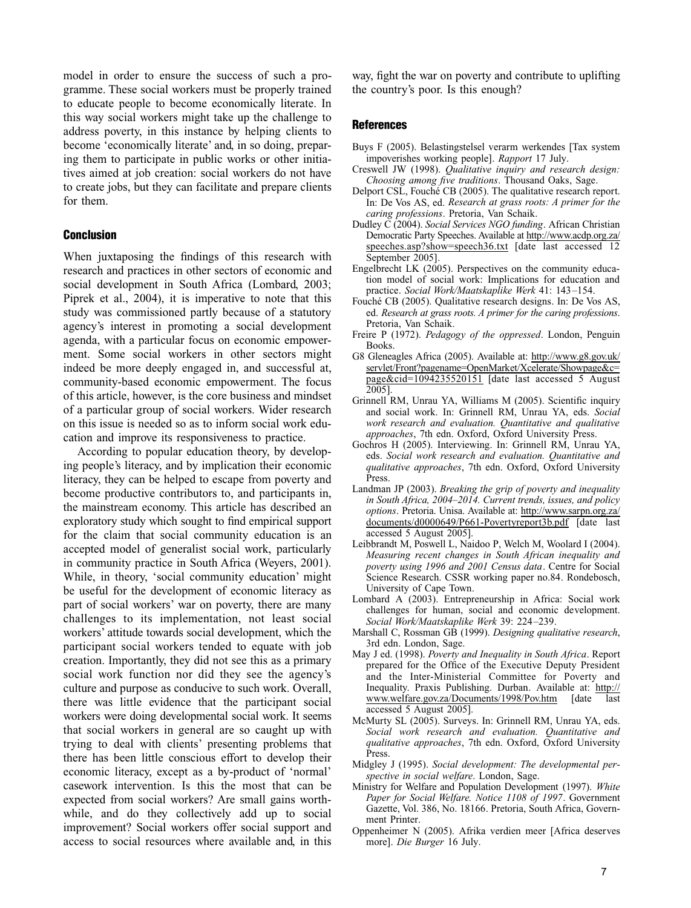model in order to ensure the success of such a programme. These social workers must be properly trained to educate people to become economically literate. In this way social workers might take up the challenge to address poverty, in this instance by helping clients to become 'economically literate' and, in so doing, preparing them to participate in public works or other initiatives aimed at job creation: social workers do not have to create jobs, but they can facilitate and prepare clients for them.

## Conclusion

When juxtaposing the findings of this research with research and practices in other sectors of economic and social development in South Africa (Lombard, 2003; Piprek et al., 2004), it is imperative to note that this study was commissioned partly because of a statutory agency's interest in promoting a social development agenda, with a particular focus on economic empowerment. Some social workers in other sectors might indeed be more deeply engaged in, and successful at, community-based economic empowerment. The focus of this article, however, is the core business and mindset of a particular group of social workers. Wider research on this issue is needed so as to inform social work education and improve its responsiveness to practice.

According to popular education theory, by developing people's literacy, and by implication their economic literacy, they can be helped to escape from poverty and become productive contributors to, and participants in, the mainstream economy. This article has described an exploratory study which sought to find empirical support for the claim that social community education is an accepted model of generalist social work, particularly in community practice in South Africa (Weyers, 2001). While, in theory, 'social community education' might be useful for the development of economic literacy as part of social workers' war on poverty, there are many challenges to its implementation, not least social workers' attitude towards social development, which the participant social workers tended to equate with job creation. Importantly, they did not see this as a primary social work function nor did they see the agency's culture and purpose as conducive to such work. Overall, there was little evidence that the participant social workers were doing developmental social work. It seems that social workers in general are so caught up with trying to deal with clients' presenting problems that there has been little conscious effort to develop their economic literacy, except as a by-product of 'normal' casework intervention. Is this the most that can be expected from social workers? Are small gains worthwhile, and do they collectively add up to social improvement? Social workers offer social support and access to social resources where available and, in this way, fight the war on poverty and contribute to uplifting the country's poor. Is this enough?

## References

Buys F (2005). Belastingstelsel verarm werkendes [Tax system impoverishes working people]. *Rapport* 17 July.

Creswell JW (1998). *Qualitative inquiry and research design: Choosing among five traditions*. Thousand Oaks, Sage.

Delport CSL, Fouché CB (2005). The qualitative research report. In: De Vos AS, ed. *Research at grass roots: A primer for the caring professions*. Pretoria, Van Schaik.

Dudley C (2004). *Social Services NGO funding*. African Christian Democratic Party Speeches. Available at http://www.acdp.org.za/speeches.asp?show=speech36.txt [date last accessed 12 September 2005].

Engelbrecht LK (2005). Perspectives on the community education model of social work: Implications for education and practice. *Social Work/Maatskaplike Werk* 41: 143–154.

Fouché CB (2005). Qualitative research designs. In: De Vos AS, ed. *Research at grass roots. A primer for the caring professions*. Pretoria, Van Schaik.

Freire P (1972). *Pedagogy of the oppressed*. London, Penguin Books.

G8 Gleneagles Africa (2005). Available at: http://www.g8.gov.uk/servlet/Front?pagename=OpenMarket/Xcelerate/Showpage&c=page&cid=1094235520151 [date last accessed 5 August 2005].

Grinnell RM, Unrau YA, Williams M (2005). Scientific inquiry and social work. In: Grinnell RM, Unrau YA, eds. *Social work research and evaluation. Quantitative and qualitative approaches*, 7th edn. Oxford, Oxford University Press.

Gochros H (2005). Interviewing. In: Grinnell RM, Unrau YA, eds. *Social work research and evaluation. Quantitative and qualitative approaches*, 7th edn. Oxford, Oxford University Press.

Landman JP (2003). *Breaking the grip of poverty and inequality in South Africa, 2004–2014. Current trends, issues, and policy options*. Pretoria. Unisa. Available at: http://www.sarpn.org.za/documents/d0000649/P661-Povertyreport3b.pdf [date last accessed 5 August 2005].

Leibbrandt M, Poswell L, Naidoo P, Welch M, Woolard I (2004). *Measuring recent changes in South African inequality and poverty using 1996 and 2001 Census data*. Centre for Social Science Research. CSSR working paper no.84. Rondebosch, University of Cape Town.

Lombard A (2003). Entrepreneurship in Africa: Social work challenges for human, social and economic development. *Social Work/Maatskaplike Werk* 39: 224–239.

Marshall C, Rossman GB (1999). *Designing qualitative research*, 3rd edn. London, Sage.

May J ed. (1998). *Poverty and Inequality in South Africa*. Report prepared for the Office of the Executive Deputy President and the Inter-Ministerial Committee for Poverty and Inequality. Praxis Publishing. Durban. Available at: http://www.welfare.gov.za/Documents/1998/Pov.htm [date last accessed 5 August 2005].

McMurty SL (2005). Surveys. In: Grinnell RM, Unrau YA, eds. *Social work research and evaluation. Quantitative and qualitative approaches*, 7th edn. Oxford, Oxford University Press.

Midgley J (1995). *Social development: The developmental perspective in social welfare*. London, Sage.

Ministry for Welfare and Population Development (1997). *White Paper for Social Welfare. Notice 1108 of 1997*. Government Gazette, Vol. 386, No. 18166. Pretoria, South Africa, Government Printer.

Oppenheimer N (2005). Afrika verdien meer [Africa deserves more]. *Die Burger* 16 July.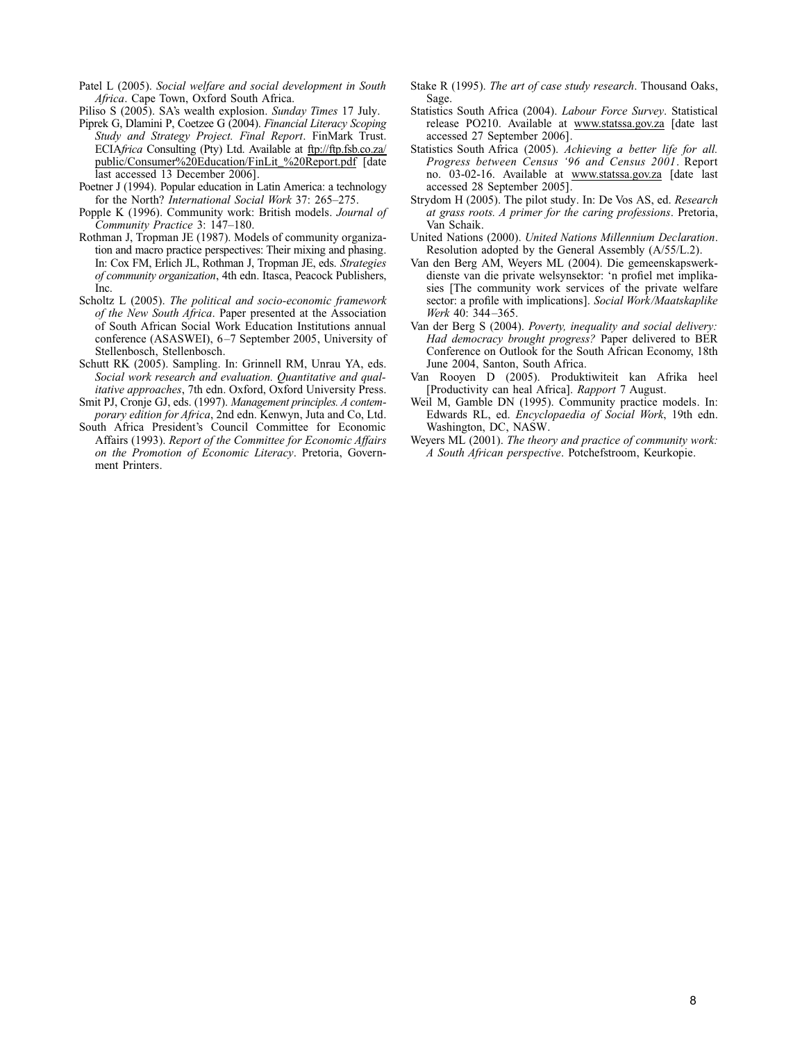Patel L (2005). *Social welfare and social development in South Africa*. Cape Town, Oxford South Africa.

Piliso S (2005). SA's wealth explosion. *Sunday Times* 17 July.

Piprek G, Dlamini P, Coetzee G (2004). *Financial Literacy Scoping Study and Strategy Project. Final Report*. FinMark Trust. ECIA*frica* Consulting (Pty) Ltd. Available at ftp://ftp.fsb.co.za/public/Consumer%20Education/FinLit_%20Report.pdf [date last accessed 13 December 2006].

Poetner J (1994). Popular education in Latin America: a technology for the North? *International Social Work* 37: 265–275.

Popple K (1996). Community work: British models. *Journal of Community Practice* 3: 147–180.

Rothman J, Tropman JE (1987). Models of community organization and macro practice perspectives: Their mixing and phasing. In: Cox FM, Erlich JL, Rothman J, Tropman JE, eds. *Strategies of community organization*, 4th edn. Itasca, Peacock Publishers, Inc.

Scholtz L (2005). *The political and socio-economic framework of the New South Africa*. Paper presented at the Association of South African Social Work Education Institutions annual conference (ASASWEI), 6–7 September 2005, University of Stellenbosch, Stellenbosch.

Schutt RK (2005). Sampling. In: Grinnell RM, Unrau YA, eds. *Social work research and evaluation. Quantitative and qualitative approaches*, 7th edn. Oxford, Oxford University Press.

Smit PJ, Cronje GJ, eds. (1997). *Management principles. A contemporary edition for Africa*, 2nd edn. Kenwyn, Juta and Co, Ltd.

South Africa President's Council Committee for Economic Affairs (1993). *Report of the Committee for Economic Affairs on the Promotion of Economic Literacy*. Pretoria, Government Printers.

Stake R (1995). *The art of case study research*. Thousand Oaks, Sage.

Statistics South Africa (2004). *Labour Force Survey*. Statistical release PO210. Available at www.statssa.gov.za [date last accessed 27 September 2006].

Statistics South Africa (2005). *Achieving a better life for all. Progress between Census '96 and Census 2001*. Report no. 03-02-16. Available at www.statssa.gov.za [date last accessed 28 September 2005].

Strydom H (2005). The pilot study. In: De Vos AS, ed. *Research at grass roots. A primer for the caring professions*. Pretoria, Van Schaik.

United Nations (2000). *United Nations Millennium Declaration*. Resolution adopted by the General Assembly (A/55/L.2).

Van den Berg AM, Weyers ML (2004). Die gemeenskapswerkdienste van die private welsynsektor: 'n profiel met implikasies [The community work services of the private welfare sector: a profile with implications]. *Social Work/Maatskaplike Werk* 40: 344–365.

Van der Berg S (2004). *Poverty, inequality and social delivery: Had democracy brought progress?* Paper delivered to BER Conference on Outlook for the South African Economy, 18th June 2004, Santon, South Africa.

Van Rooyen D (2005). Produktiwiteit kan Afrika heel [Productivity can heal Africa]. *Rapport* 7 August.

Weil M, Gamble DN (1995). Community practice models. In: Edwards RL, ed. *Encyclopaedia of Social Work*, 19th edn. Washington, DC, NASW.

Weyers ML (2001). *The theory and practice of community work: A South African perspective*. Potchefstroom, Keurkopie.